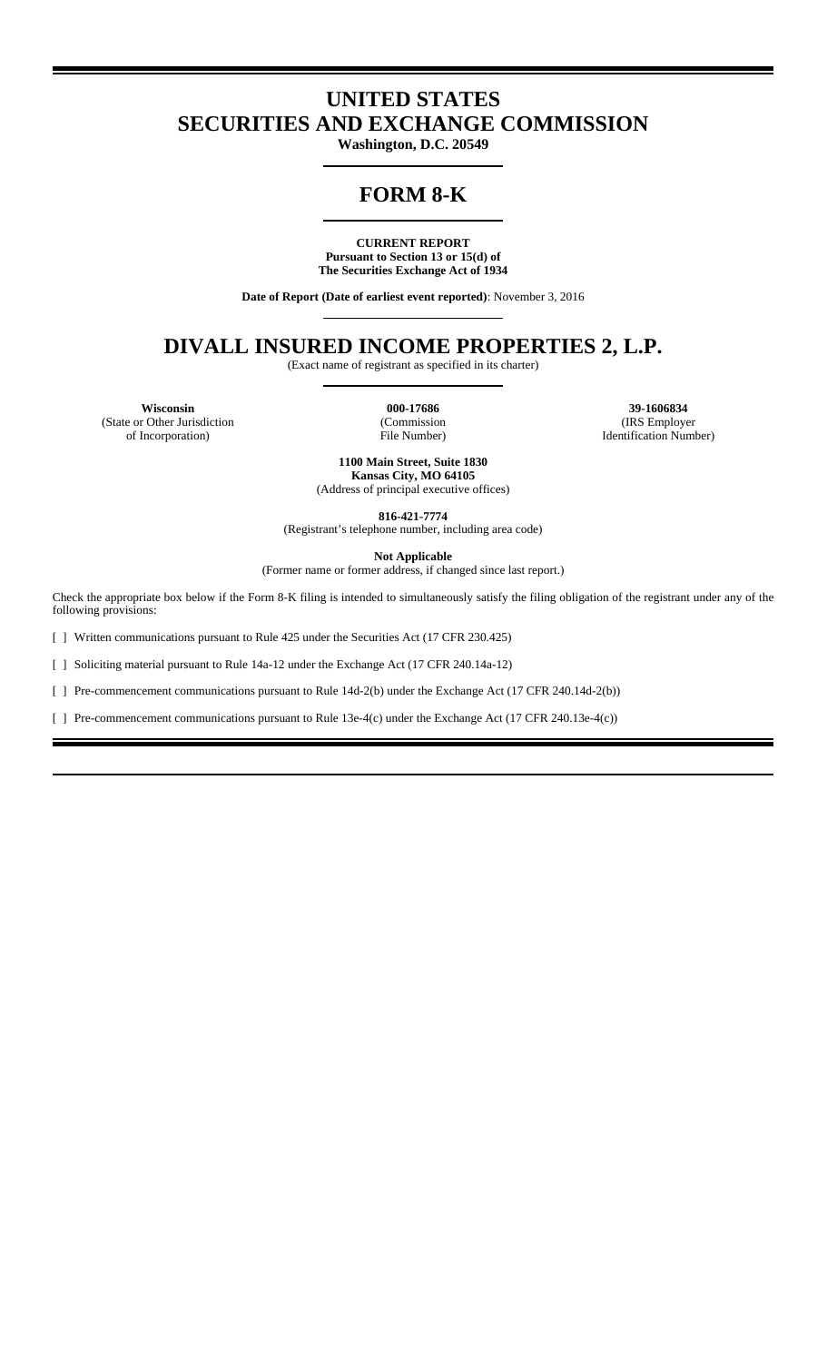# UNITED STATES
# SECURITIES AND EXCHANGE COMMISSION

**Washington, D.C. 20549**

# FORM 8-K

**CURRENT REPORT**
**Pursuant to Section 13 or 15(d) of**
**The Securities Exchange Act of 1934**

**Date of Report (Date of earliest event reported)**: November 3, 2016

# DIVALL INSURED INCOME PROPERTIES 2, L.P.

(Exact name of registrant as specified in its charter)

| **Wisconsin** | **000-17686** | **39-1606834** |
|---|---|---|
| (State or Other Jurisdiction of Incorporation) | (Commission File Number) | (IRS Employer Identification Number) |

**1100 Main Street, Suite 1830**
**Kansas City, MO 64105**
(Address of principal executive offices)

**816-421-7774**
(Registrant's telephone number, including area code)

**Not Applicable**
(Former name or former address, if changed since last report.)

Check the appropriate box below if the Form 8-K filing is intended to simultaneously satisfy the filing obligation of the registrant under any of the following provisions:

[ ] Written communications pursuant to Rule 425 under the Securities Act (17 CFR 230.425)

[ ] Soliciting material pursuant to Rule 14a-12 under the Exchange Act (17 CFR 240.14a-12)

[ ] Pre-commencement communications pursuant to Rule 14d-2(b) under the Exchange Act (17 CFR 240.14d-2(b))

[ ] Pre-commencement communications pursuant to Rule 13e-4(c) under the Exchange Act (17 CFR 240.13e-4(c))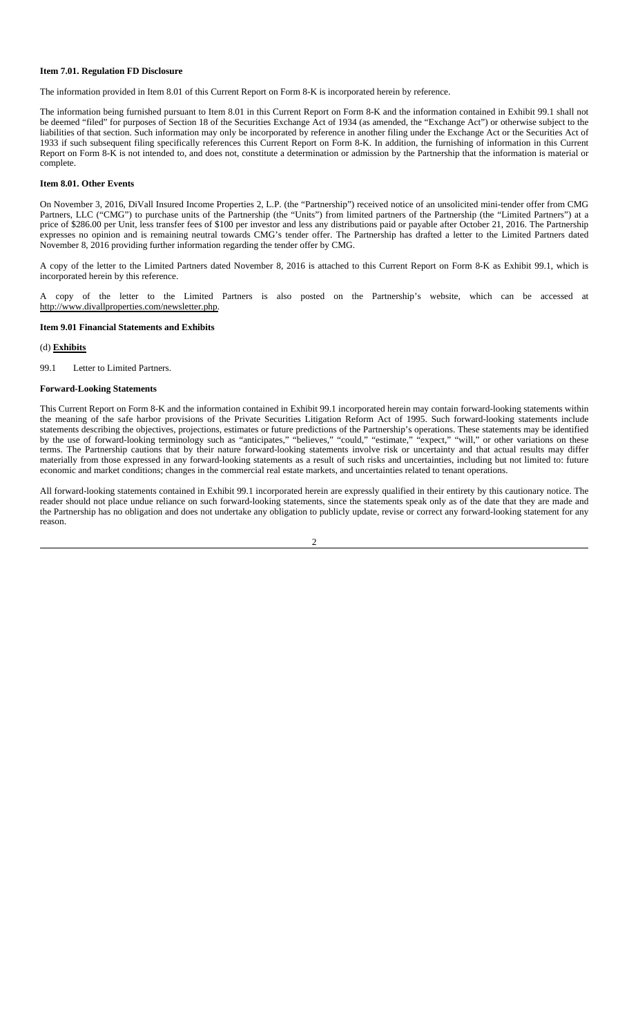**Item 7.01. Regulation FD Disclosure**

The information provided in Item 8.01 of this Current Report on Form 8-K is incorporated herein by reference.

The information being furnished pursuant to Item 8.01 in this Current Report on Form 8-K and the information contained in Exhibit 99.1 shall not be deemed "filed" for purposes of Section 18 of the Securities Exchange Act of 1934 (as amended, the "Exchange Act") or otherwise subject to the liabilities of that section. Such information may only be incorporated by reference in another filing under the Exchange Act or the Securities Act of 1933 if such subsequent filing specifically references this Current Report on Form 8-K. In addition, the furnishing of information in this Current Report on Form 8-K is not intended to, and does not, constitute a determination or admission by the Partnership that the information is material or complete.

**Item 8.01. Other Events**

On November 3, 2016, DiVall Insured Income Properties 2, L.P. (the "Partnership") received notice of an unsolicited mini-tender offer from CMG Partners, LLC ("CMG") to purchase units of the Partnership (the "Units") from limited partners of the Partnership (the "Limited Partners") at a price of $286.00 per Unit, less transfer fees of $100 per investor and less any distributions paid or payable after October 21, 2016. The Partnership expresses no opinion and is remaining neutral towards CMG's tender offer. The Partnership has drafted a letter to the Limited Partners dated November 8, 2016 providing further information regarding the tender offer by CMG.

A copy of the letter to the Limited Partners dated November 8, 2016 is attached to this Current Report on Form 8-K as Exhibit 99.1, which is incorporated herein by this reference.

A copy of the letter to the Limited Partners is also posted on the Partnership's website, which can be accessed at http://www.divallproperties.com/newsletter.php.

**Item 9.01 Financial Statements and Exhibits**

(d) **Exhibits**

99.1 Letter to Limited Partners.

**Forward-Looking Statements**

This Current Report on Form 8-K and the information contained in Exhibit 99.1 incorporated herein may contain forward-looking statements within the meaning of the safe harbor provisions of the Private Securities Litigation Reform Act of 1995. Such forward-looking statements include statements describing the objectives, projections, estimates or future predictions of the Partnership's operations. These statements may be identified by the use of forward-looking terminology such as "anticipates," "believes," "could," "estimate," "expect," "will," or other variations on these terms. The Partnership cautions that by their nature forward-looking statements involve risk or uncertainty and that actual results may differ materially from those expressed in any forward-looking statements as a result of such risks and uncertainties, including but not limited to: future economic and market conditions; changes in the commercial real estate markets, and uncertainties related to tenant operations.

All forward-looking statements contained in Exhibit 99.1 incorporated herein are expressly qualified in their entirety by this cautionary notice. The reader should not place undue reliance on such forward-looking statements, since the statements speak only as of the date that they are made and the Partnership has no obligation and does not undertake any obligation to publicly update, revise or correct any forward-looking statement for any reason.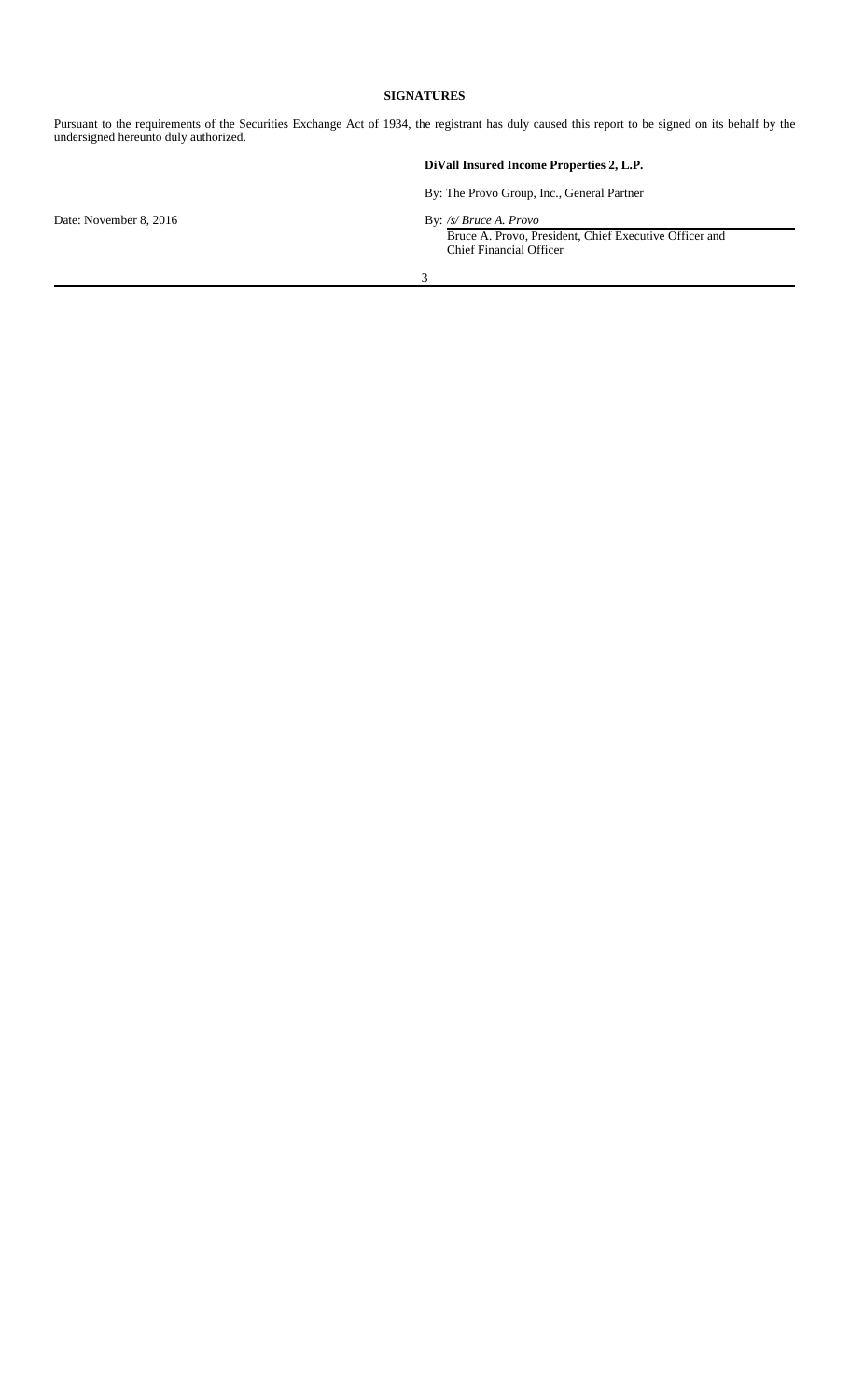## SIGNATURES

Pursuant to the requirements of the Securities Exchange Act of 1934, the registrant has duly caused this report to be signed on its behalf by the undersigned hereunto duly authorized.

**DiVall Insured Income Properties 2, L.P.**

By: The Provo Group, Inc., General Partner

Date: November 8, 2016

By: */s/ Bruce A. Provo*
Bruce A. Provo, President, Chief Executive Officer and Chief Financial Officer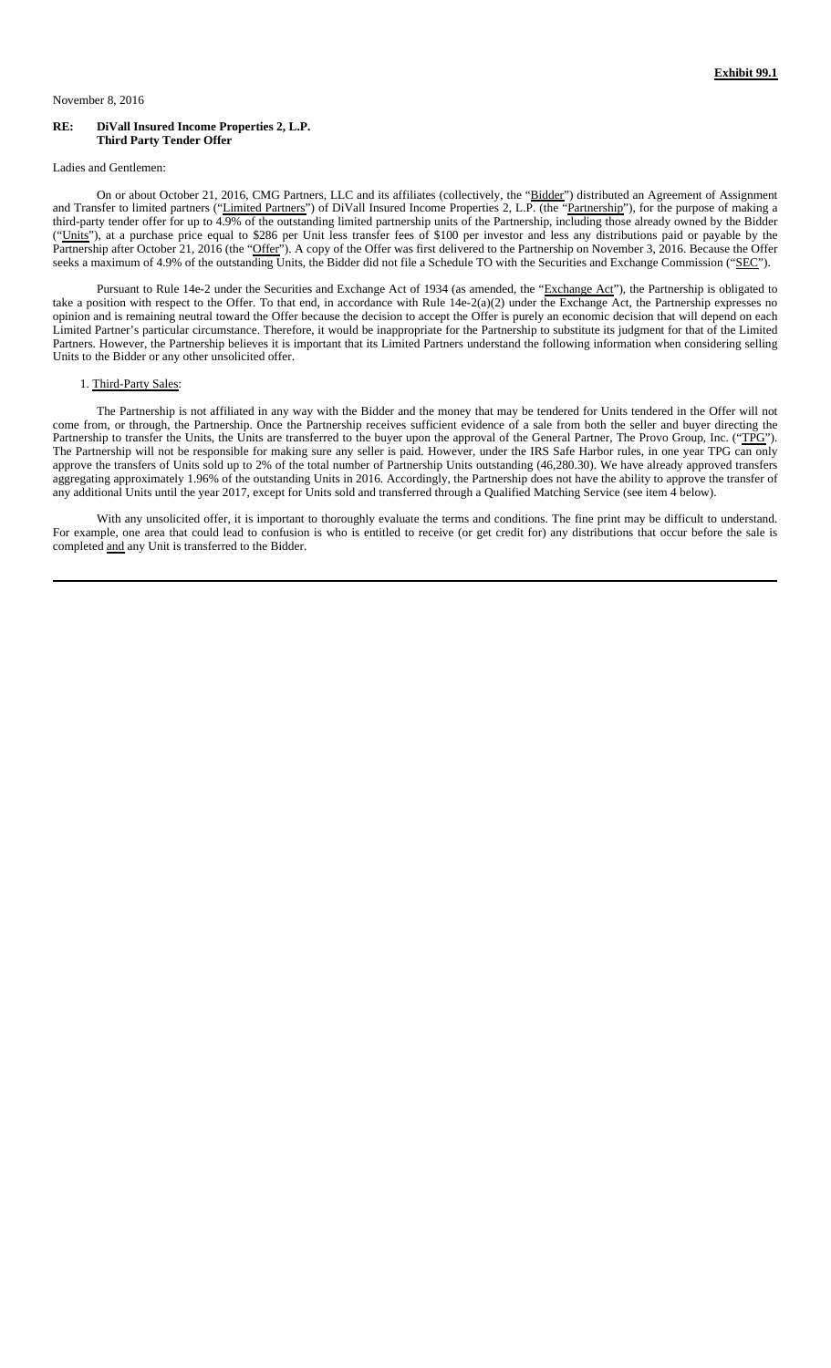**Exhibit 99.1**

November 8, 2016

**RE: DiVall Insured Income Properties 2, L.P.**
**Third Party Tender Offer**

Ladies and Gentlemen:

On or about October 21, 2016, CMG Partners, LLC and its affiliates (collectively, the "Bidder") distributed an Agreement of Assignment and Transfer to limited partners ("Limited Partners") of DiVall Insured Income Properties 2, L.P. (the "Partnership"), for the purpose of making a third-party tender offer for up to 4.9% of the outstanding limited partnership units of the Partnership, including those already owned by the Bidder ("Units"), at a purchase price equal to $286 per Unit less transfer fees of $100 per investor and less any distributions paid or payable by the Partnership after October 21, 2016 (the "Offer"). A copy of the Offer was first delivered to the Partnership on November 3, 2016. Because the Offer seeks a maximum of 4.9% of the outstanding Units, the Bidder did not file a Schedule TO with the Securities and Exchange Commission ("SEC").

Pursuant to Rule 14e-2 under the Securities and Exchange Act of 1934 (as amended, the "Exchange Act"), the Partnership is obligated to take a position with respect to the Offer. To that end, in accordance with Rule 14e-2(a)(2) under the Exchange Act, the Partnership expresses no opinion and is remaining neutral toward the Offer because the decision to accept the Offer is purely an economic decision that will depend on each Limited Partner's particular circumstance. Therefore, it would be inappropriate for the Partnership to substitute its judgment for that of the Limited Partners. However, the Partnership believes it is important that its Limited Partners understand the following information when considering selling Units to the Bidder or any other unsolicited offer.

1. Third-Party Sales:

The Partnership is not affiliated in any way with the Bidder and the money that may be tendered for Units tendered in the Offer will not come from, or through, the Partnership. Once the Partnership receives sufficient evidence of a sale from both the seller and buyer directing the Partnership to transfer the Units, the Units are transferred to the buyer upon the approval of the General Partner, The Provo Group, Inc. ("TPG"). The Partnership will not be responsible for making sure any seller is paid. However, under the IRS Safe Harbor rules, in one year TPG can only approve the transfers of Units sold up to 2% of the total number of Partnership Units outstanding (46,280.30). We have already approved transfers aggregating approximately 1.96% of the outstanding Units in 2016. Accordingly, the Partnership does not have the ability to approve the transfer of any additional Units until the year 2017, except for Units sold and transferred through a Qualified Matching Service (see item 4 below).

With any unsolicited offer, it is important to thoroughly evaluate the terms and conditions. The fine print may be difficult to understand. For example, one area that could lead to confusion is who is entitled to receive (or get credit for) any distributions that occur before the sale is completed and any Unit is transferred to the Bidder.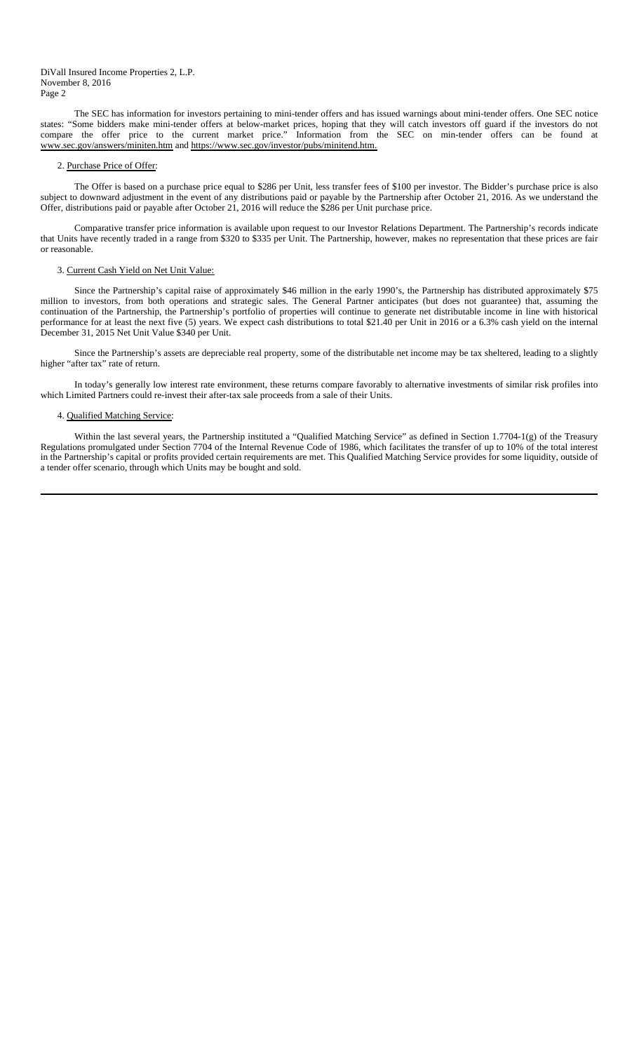The SEC has information for investors pertaining to mini-tender offers and has issued warnings about mini-tender offers. One SEC notice states: "Some bidders make mini-tender offers at below-market prices, hoping that they will catch investors off guard if the investors do not compare the offer price to the current market price." Information from the SEC on min-tender offers can be found at www.sec.gov/answers/miniten.htm and https://www.sec.gov/investor/pubs/minitend.htm.

2. Purchase Price of Offer:

The Offer is based on a purchase price equal to $286 per Unit, less transfer fees of $100 per investor. The Bidder's purchase price is also subject to downward adjustment in the event of any distributions paid or payable by the Partnership after October 21, 2016. As we understand the Offer, distributions paid or payable after October 21, 2016 will reduce the $286 per Unit purchase price.

Comparative transfer price information is available upon request to our Investor Relations Department. The Partnership's records indicate that Units have recently traded in a range from $320 to $335 per Unit. The Partnership, however, makes no representation that these prices are fair or reasonable.

3. Current Cash Yield on Net Unit Value:

Since the Partnership's capital raise of approximately $46 million in the early 1990's, the Partnership has distributed approximately $75 million to investors, from both operations and strategic sales. The General Partner anticipates (but does not guarantee) that, assuming the continuation of the Partnership, the Partnership's portfolio of properties will continue to generate net distributable income in line with historical performance for at least the next five (5) years. We expect cash distributions to total $21.40 per Unit in 2016 or a 6.3% cash yield on the internal December 31, 2015 Net Unit Value $340 per Unit.

Since the Partnership's assets are depreciable real property, some of the distributable net income may be tax sheltered, leading to a slightly higher "after tax" rate of return.

In today's generally low interest rate environment, these returns compare favorably to alternative investments of similar risk profiles into which Limited Partners could re-invest their after-tax sale proceeds from a sale of their Units.

4. Qualified Matching Service:

Within the last several years, the Partnership instituted a "Qualified Matching Service" as defined in Section 1.7704-1(g) of the Treasury Regulations promulgated under Section 7704 of the Internal Revenue Code of 1986, which facilitates the transfer of up to 10% of the total interest in the Partnership's capital or profits provided certain requirements are met. This Qualified Matching Service provides for some liquidity, outside of a tender offer scenario, through which Units may be bought and sold.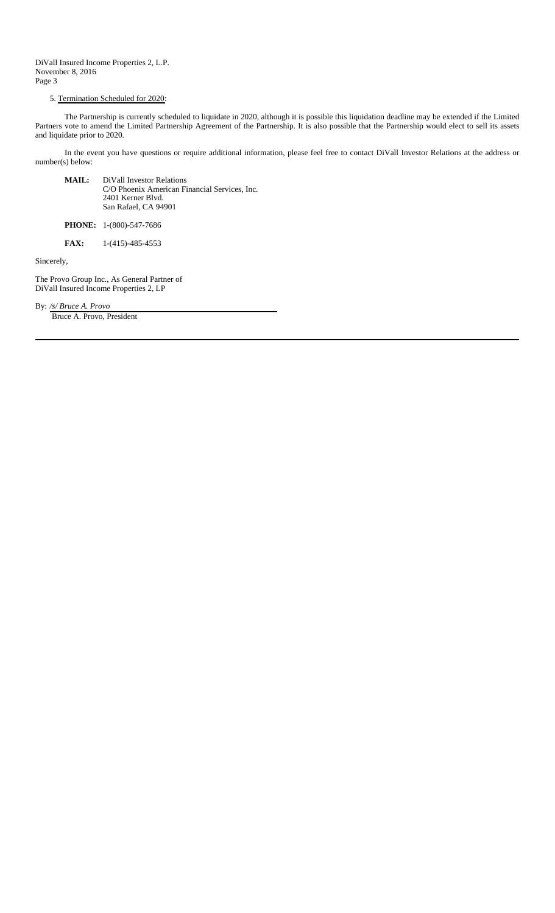5. Termination Scheduled for 2020:

The Partnership is currently scheduled to liquidate in 2020, although it is possible this liquidation deadline may be extended if the Limited Partners vote to amend the Limited Partnership Agreement of the Partnership. It is also possible that the Partnership would elect to sell its assets and liquidate prior to 2020.

In the event you have questions or require additional information, please feel free to contact DiVall Investor Relations at the address or number(s) below:

**MAIL:** DiVall Investor Relations
C/O Phoenix American Financial Services, Inc.
2401 Kerner Blvd.
San Rafael, CA 94901

**PHONE:** 1-(800)-547-7686

**FAX:** 1-(415)-485-4553

Sincerely,

The Provo Group Inc., As General Partner of
DiVall Insured Income Properties 2, LP

By: */s/ Bruce A. Provo*
Bruce A. Provo, President